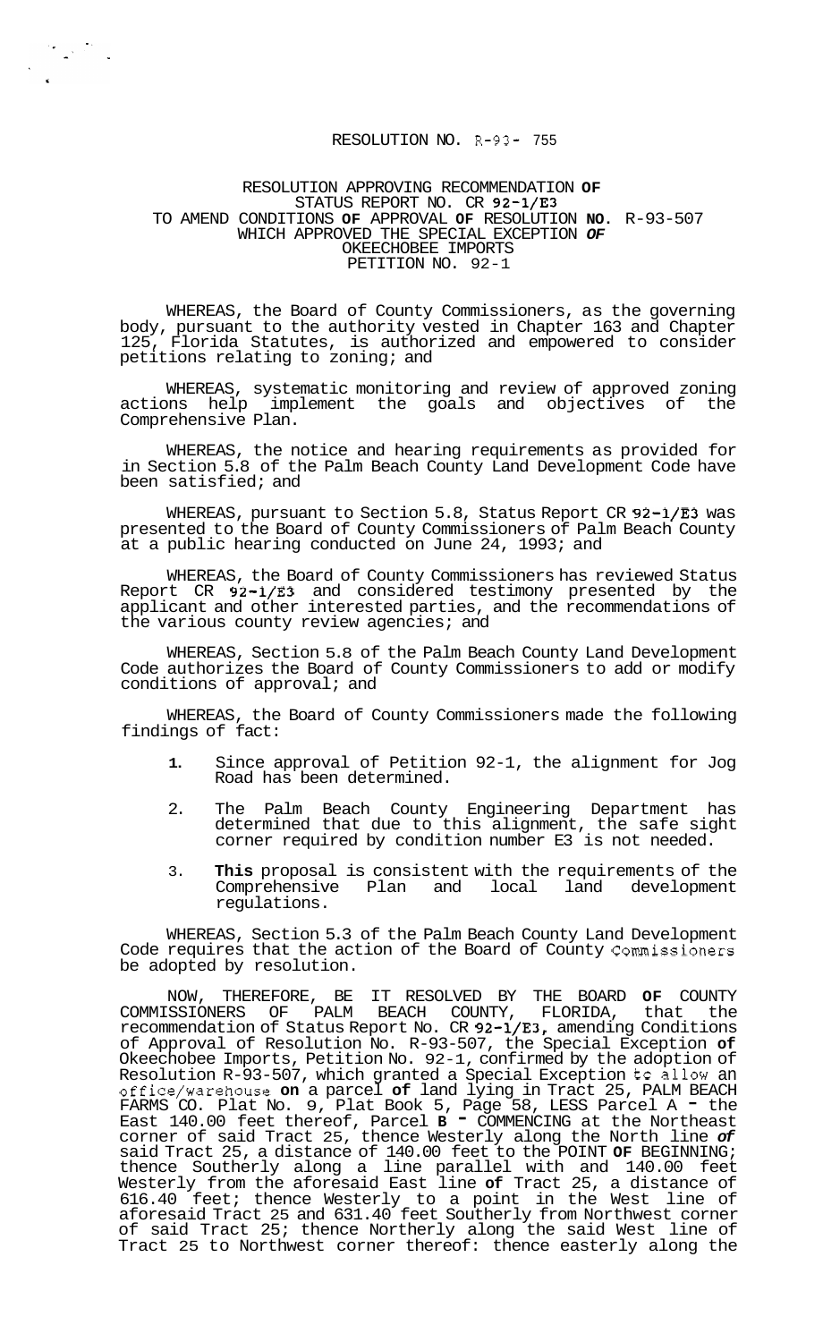RESOLUTION NO. R-93- 755

RESOLUTION APPROVING RECOMMENDATION OF STATUS REPORT NO. CR 92-1/E3 TO AMEND CONDITIONS OF APPROVAL OF RESOLUTION NO. R-93-507 WHICH APPROVED THE SPECIAL EXCEPTION OF OKEECHOBEE IMPORTS PETITION NO. 92-1

WHEREAS, the Board of County Commissioners, as the governing body, pursuant to the authority vested in Chapter 163 and Chapter 125, Florida Statutes, is authorized and empowered to consider petitions relating to zoning; and

WHEREAS, systematic monitoring and review of approved zoning actions help implement the goals and objectives of the Comprehensive Plan.

WHEREAS, the notice and hearing requirements as provided for in Section 5.8 of the Palm Beach County Land Development Code have been satisfied; and

WHEREAS, pursuant to Section 5.8, Status Report CR 92-1/E3 was presented to the Board of County Commissioners of Palm Beach County at a public hearing conducted on June 24, 1993; and

WHEREAS, the Board of County Commissioners has reviewed Status Report CR 92-1/E3 and considered testimony presented by the applicant and other interested parties, and the recommendations of the various county review agencies; and

WHEREAS, Section 5.8 of the Palm Beach County Land Development Code authorizes the Board of County Commissioners to add or modify conditions of approval; and

WHEREAS, the Board of County Commissioners made the following findings of fact:

1. Since approval of Petition 92-1, the alignment for Jog Road has been determined.
2. The Palm Beach County Engineering Department has determined that due to this alignment, the safe sight corner required by condition number E3 is not needed.
3. This proposal is consistent with the requirements of the Comprehensive Plan and local land development regulations.

WHEREAS, Section 5.3 of the Palm Beach County Land Development Code requires that the action of the Board of County Commissioners be adopted by resolution.

NOW, THEREFORE, BE IT RESOLVED BY THE BOARD OF COUNTY COMMISSIONERS OF PALM BEACH COUNTY, FLORIDA, that the recommendation of Status Report No. CR 92-1/E3, amending Conditions of Approval of Resolution No. R-93-507, the Special Exception of Okeechobee Imports, Petition No. 92-1, confirmed by the adoption of Resolution R-93-507, which granted a Special Exception to allow an office/warehouse on a parcel of land lying in Tract 25, PALM BEACH FARMS CO. Plat No. 9, Plat Book 5, Page 58, LESS Parcel A - the East 140.00 feet thereof, Parcel B - COMMENCING at the Northeast corner of said Tract 25, thence Westerly along the North line of said Tract 25, a distance of 140.00 feet to the POINT OF BEGINNING; thence Southerly along a line parallel with and 140.00 feet Westerly from the aforesaid East line of Tract 25, a distance of 616.40 feet; thence Westerly to a point in the West line of aforesaid Tract 25 and 631.40 feet Southerly from Northwest corner of said Tract 25; thence Northerly along the said West line of Tract 25 to Northwest corner thereof: thence easterly along the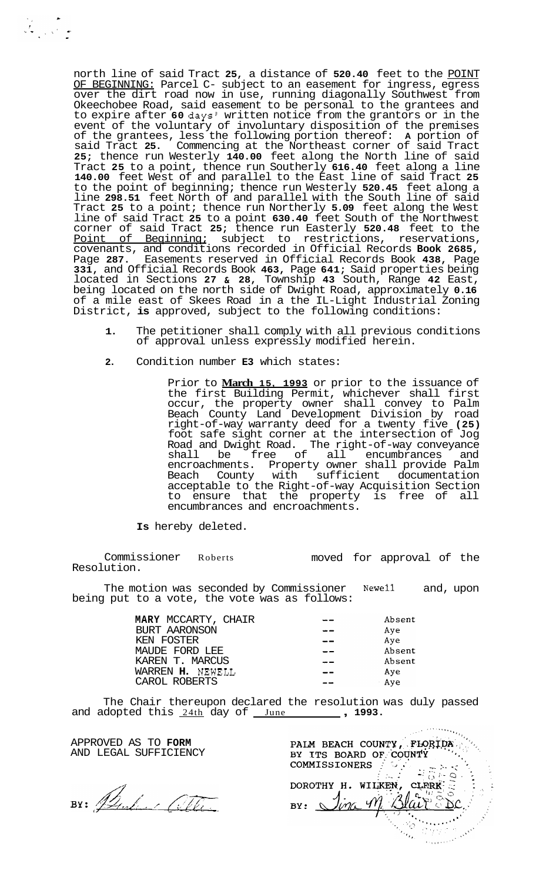north line of said Tract **25**, a distance of **520.40** feet to the POINT OF BEGINNING: Parcel C- subject to an easement for ingress, egress over the dirt road now in use, running diagonally Southwest from Okeechobee Road, said easement to be personal to the grantees and to expire after **60** days' written notice from the grantors or in the event of the voluntary of involuntary disposition of the premises of the grantees, less the following portion thereof: **A** portion of said Tract **25**. Commencing at the Northeast corner of said Tract **25;** thence run Westerly **140.00** feet along the North line of said Tract **25** to a point, thence run Southerly **616.40** feet along a line **140.00** feet West of and parallel to the East line of said Tract **25** to the point of beginning; thence run Westerly **520.45** feet along a line **298.51** feet North of and parallel with the South line of said Tract **25** to a point; thence run Northerly **5.09** feet along the West line of said Tract **25** to a point **630.40** feet South of the Northwest corner of said Tract **25;** thence run Easterly **520.48** feet to the Point of Beginning; subject to restrictions, reservations, covenants, and conditions recorded in Official Records **Book 2685**, Page **287**. Easements reserved in Official Records Book **438**, Page **331**, and Official Records Book **463**, Page **641;** Said properties being located in Sections **27 &** **28**, Township **43** South, Range **42** East, being located on the north side of Dwight Road, approximately **0.16** of a mile east of Skees Road in a the IL-Light Industrial Zoning District, **is** approved, subject to the following conditions:

1. The petitioner shall comply with all previous conditions of approval unless expressly modified herein.

2. Condition number **E3** which states:

   Prior to **March 15, 1993** or prior to the issuance of the first Building Permit, whichever shall first occur, the property owner shall convey to Palm Beach County Land Development Division by road right-of-way warranty deed for a twenty five **(25)** foot safe sight corner at the intersection of Jog Road and Dwight Road. The right-of-way conveyance shall be free of all encumbrances and encroachments. Property owner shall provide Palm Beach County with sufficient documentation acceptable to the Right-of-way Acquisition Section to ensure that the property is free of all encumbrances and encroachments.

   **Is** hereby deleted.

Commissioner Roberts moved for approval of the Resolution.

The motion was seconded by Commissioner Newell and, upon being put to a vote, the vote was as follows:

| | | |
|---|---|---|
| MARY MCCARTY, CHAIR | -- | Absent |
| BURT AARONSON | -- | Aye |
| KEN FOSTER | -- | Aye |
| MAUDE FORD LEE | -- | Absent |
| KAREN T. MARCUS | -- | Absent |
| WARREN H. NEWELL | -- | Aye |
| CAROL ROBERTS | -- | Aye |

The Chair thereupon declared the resolution was duly passed and adopted this 24th day of June , **1993**.

APPROVED AS TO **FORM**
AND LEGAL SUFFICIENCY

BY: [signature]

PALM BEACH COUNTY, FLORIDA
BY ITS BOARD OF COUNTY
COMMISSIONERS

DOROTHY H. WILKEN, CLERK

BY: Tina M. Blair D.C.